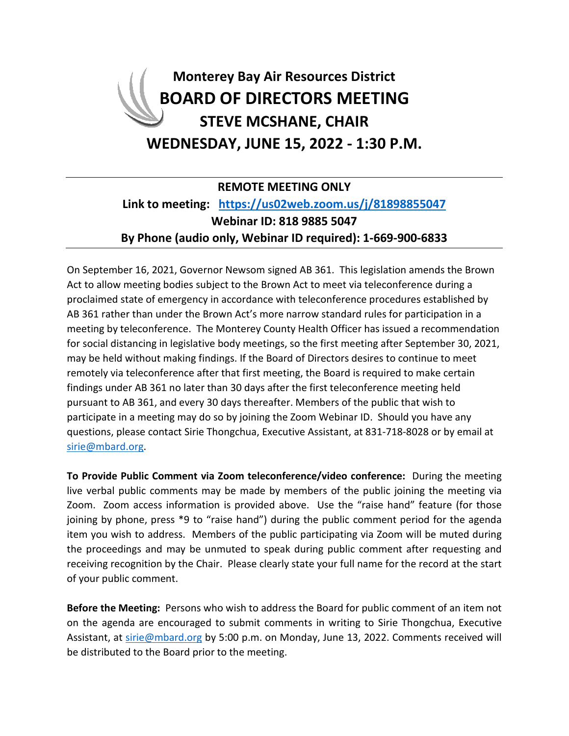# Monterey Bay Air Resources District

# BOARD OF DIRECTORS MEETING

## STEVE MCSHANE, CHAIR

## WEDNESDAY, JUNE 15, 2022 - 1:30 P.M.

---

**REMOTE MEETING ONLY**

**Link to meeting: [https://us02web.zoom.us/j/81898855047](https://us02web.zoom.us/j/81898855047)**

**Webinar ID: 818 9885 5047**

**By Phone (audio only, Webinar ID required): 1-669-900-6833**

---

On September 16, 2021, Governor Newsom signed AB 361. This legislation amends the Brown Act to allow meeting bodies subject to the Brown Act to meet via teleconference during a proclaimed state of emergency in accordance with teleconference procedures established by AB 361 rather than under the Brown Act's more narrow standard rules for participation in a meeting by teleconference. The Monterey County Health Officer has issued a recommendation for social distancing in legislative body meetings, so the first meeting after September 30, 2021, may be held without making findings. If the Board of Directors desires to continue to meet remotely via teleconference after that first meeting, the Board is required to make certain findings under AB 361 no later than 30 days after the first teleconference meeting held pursuant to AB 361, and every 30 days thereafter. Members of the public that wish to participate in a meeting may do so by joining the Zoom Webinar ID. Should you have any questions, please contact Sirie Thongchua, Executive Assistant, at 831-718-8028 or by email at [sirie@mbard.org](mailto:sirie@mbard.org).

**To Provide Public Comment via Zoom teleconference/video conference:** During the meeting live verbal public comments may be made by members of the public joining the meeting via Zoom. Zoom access information is provided above. Use the "raise hand" feature (for those joining by phone, press *9 to "raise hand") during the public comment period for the agenda item you wish to address. Members of the public participating via Zoom will be muted during the proceedings and may be unmuted to speak during public comment after requesting and receiving recognition by the Chair. Please clearly state your full name for the record at the start of your public comment.

**Before the Meeting:** Persons who wish to address the Board for public comment of an item not on the agenda are encouraged to submit comments in writing to Sirie Thongchua, Executive Assistant, at [sirie@mbard.org](mailto:sirie@mbard.org) by 5:00 p.m. on Monday, June 13, 2022. Comments received will be distributed to the Board prior to the meeting.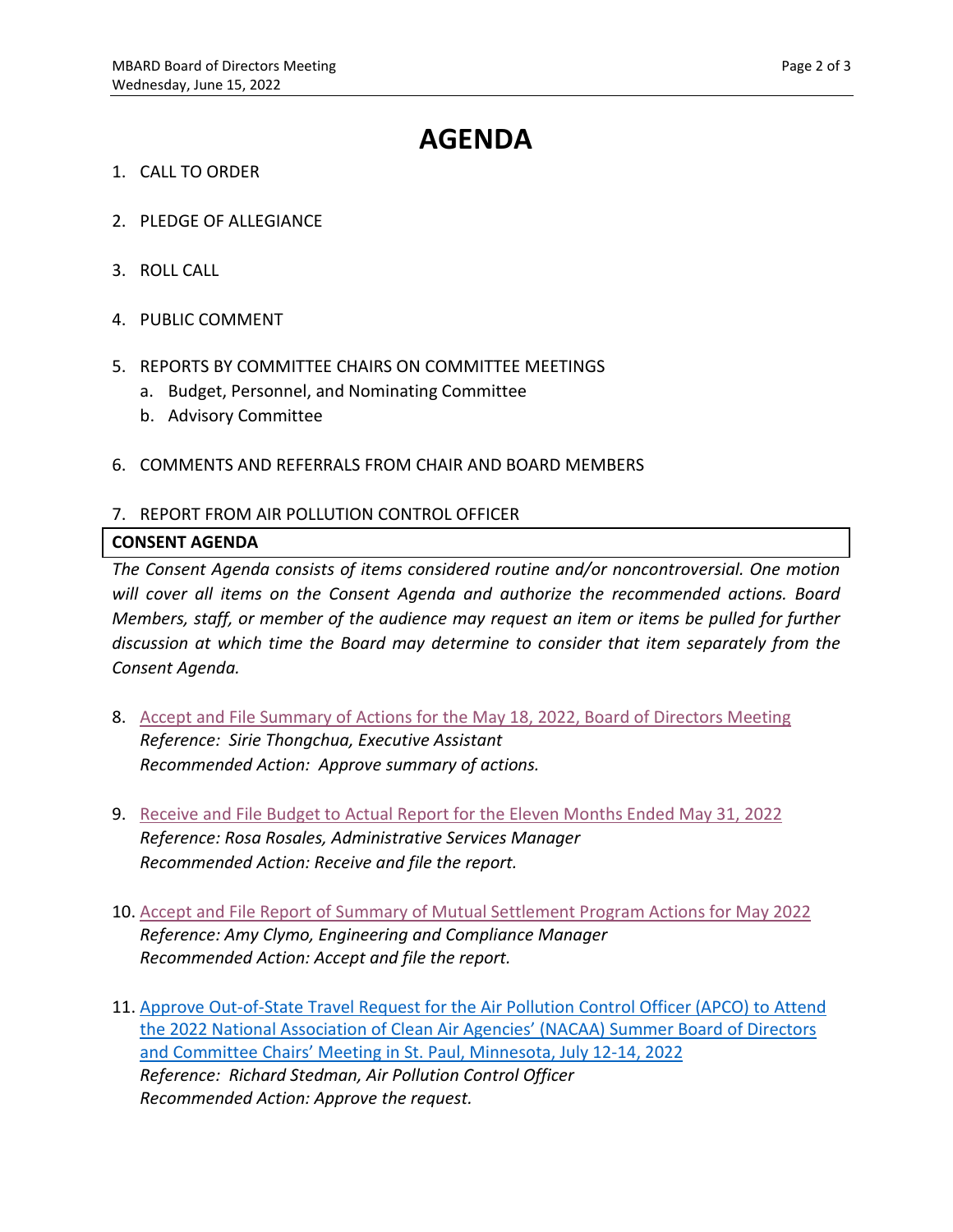# AGENDA

1. CALL TO ORDER

2. PLEDGE OF ALLEGIANCE

3. ROLL CALL

4. PUBLIC COMMENT

5. REPORTS BY COMMITTEE CHAIRS ON COMMITTEE MEETINGS
   a. Budget, Personnel, and Nominating Committee
   b. Advisory Committee

6. COMMENTS AND REFERRALS FROM CHAIR AND BOARD MEMBERS

7. REPORT FROM AIR POLLUTION CONTROL OFFICER

**CONSENT AGENDA**

*The Consent Agenda consists of items considered routine and/or noncontroversial. One motion will cover all items on the Consent Agenda and authorize the recommended actions. Board Members, staff, or member of the audience may request an item or items be pulled for further discussion at which time the Board may determine to consider that item separately from the Consent Agenda.*

8. Accept and File Summary of Actions for the May 18, 2022, Board of Directors Meeting
   *Reference: Sirie Thongchua, Executive Assistant*
   *Recommended Action: Approve summary of actions.*

9. Receive and File Budget to Actual Report for the Eleven Months Ended May 31, 2022
   *Reference: Rosa Rosales, Administrative Services Manager*
   *Recommended Action: Receive and file the report.*

10. Accept and File Report of Summary of Mutual Settlement Program Actions for May 2022
    *Reference: Amy Clymo, Engineering and Compliance Manager*
    *Recommended Action: Accept and file the report.*

11. Approve Out-of-State Travel Request for the Air Pollution Control Officer (APCO) to Attend the 2022 National Association of Clean Air Agencies' (NACAA) Summer Board of Directors and Committee Chairs' Meeting in St. Paul, Minnesota, July 12-14, 2022
    *Reference: Richard Stedman, Air Pollution Control Officer*
    *Recommended Action: Approve the request.*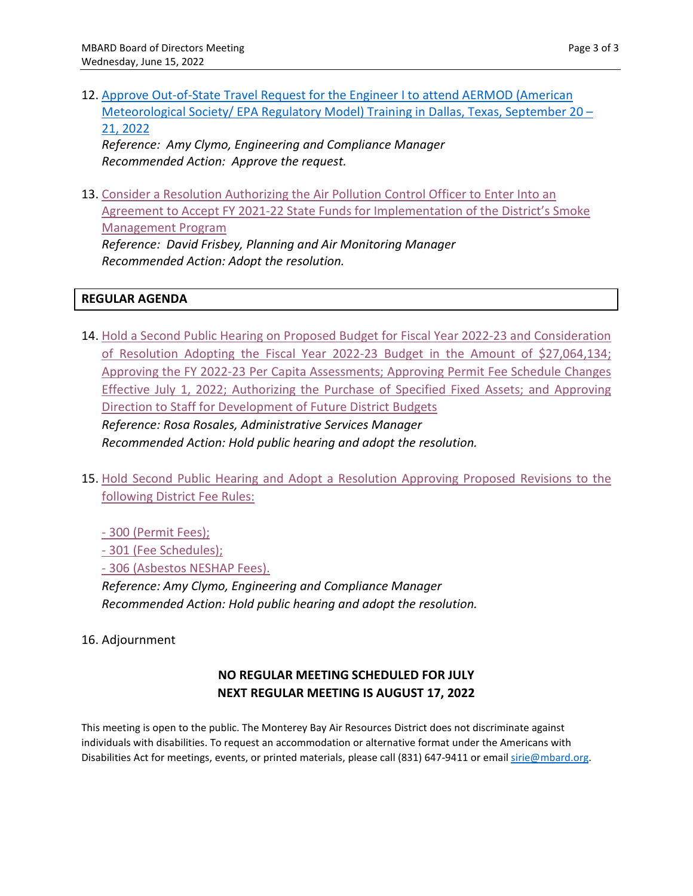12. Approve Out-of-State Travel Request for the Engineer I to attend AERMOD (American Meteorological Society/ EPA Regulatory Model) Training in Dallas, Texas, September 20 – 21, 2022
    *Reference: Amy Clymo, Engineering and Compliance Manager*
    *Recommended Action: Approve the request.*

13. Consider a Resolution Authorizing the Air Pollution Control Officer to Enter Into an Agreement to Accept FY 2021-22 State Funds for Implementation of the District's Smoke Management Program
    *Reference: David Frisbey, Planning and Air Monitoring Manager*
    *Recommended Action: Adopt the resolution.*

## REGULAR AGENDA

14. Hold a Second Public Hearing on Proposed Budget for Fiscal Year 2022-23 and Consideration of Resolution Adopting the Fiscal Year 2022-23 Budget in the Amount of $27,064,134; Approving the FY 2022-23 Per Capita Assessments; Approving Permit Fee Schedule Changes Effective July 1, 2022; Authorizing the Purchase of Specified Fixed Assets; and Approving Direction to Staff for Development of Future District Budgets
    *Reference: Rosa Rosales, Administrative Services Manager*
    *Recommended Action: Hold public hearing and adopt the resolution.*

15. Hold Second Public Hearing and Adopt a Resolution Approving Proposed Revisions to the following District Fee Rules:

    - 300 (Permit Fees);
    - 301 (Fee Schedules);
    - 306 (Asbestos NESHAP Fees).

    *Reference: Amy Clymo, Engineering and Compliance Manager*
    *Recommended Action: Hold public hearing and adopt the resolution.*

16. Adjournment

**NO REGULAR MEETING SCHEDULED FOR JULY**
**NEXT REGULAR MEETING IS AUGUST 17, 2022**

This meeting is open to the public. The Monterey Bay Air Resources District does not discriminate against individuals with disabilities. To request an accommodation or alternative format under the Americans with Disabilities Act for meetings, events, or printed materials, please call (831) 647-9411 or email sirie@mbard.org.